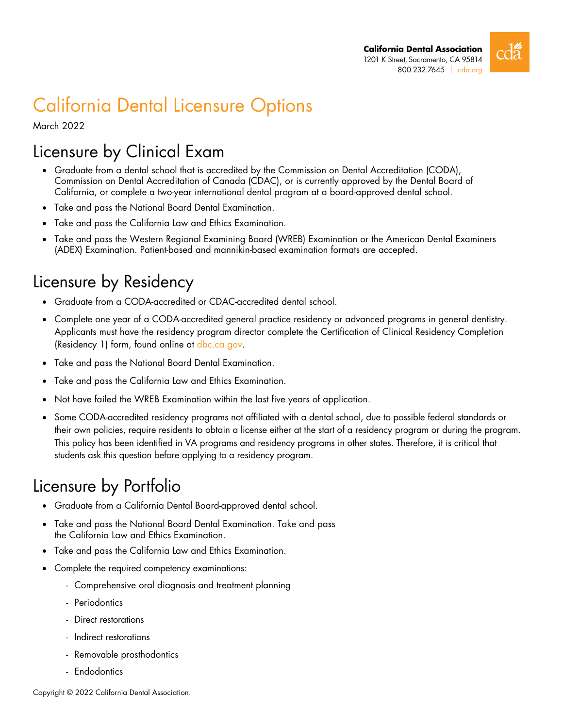California Dental Association
1201 K Street, Sacramento, CA 95814
800.232.7645 | cda.org

# California Dental Licensure Options

March 2022

## Licensure by Clinical Exam

- Graduate from a dental school that is accredited by the Commission on Dental Accreditation (CODA), Commission on Dental Accreditation of Canada (CDAC), or is currently approved by the Dental Board of California, or complete a two-year international dental program at a board-approved dental school.
- Take and pass the National Board Dental Examination.
- Take and pass the California Law and Ethics Examination.
- Take and pass the Western Regional Examining Board (WREB) Examination or the American Dental Examiners (ADEX) Examination. Patient-based and mannikin-based examination formats are accepted.

## Licensure by Residency

- Graduate from a CODA-accredited or CDAC-accredited dental school.
- Complete one year of a CODA-accredited general practice residency or advanced programs in general dentistry. Applicants must have the residency program director complete the Certification of Clinical Residency Completion (Residency 1) form, found online at dbc.ca.gov.
- Take and pass the National Board Dental Examination.
- Take and pass the California Law and Ethics Examination.
- Not have failed the WREB Examination within the last five years of application.
- Some CODA-accredited residency programs not affiliated with a dental school, due to possible federal standards or their own policies, require residents to obtain a license either at the start of a residency program or during the program. This policy has been identified in VA programs and residency programs in other states. Therefore, it is critical that students ask this question before applying to a residency program.

## Licensure by Portfolio

- Graduate from a California Dental Board-approved dental school.
- Take and pass the National Board Dental Examination. Take and pass the California Law and Ethics Examination.
- Take and pass the California Law and Ethics Examination.
- Complete the required competency examinations:
  - Comprehensive oral diagnosis and treatment planning
  - Periodontics
  - Direct restorations
  - Indirect restorations
  - Removable prosthodontics
  - Endodontics

Copyright © 2022 California Dental Association.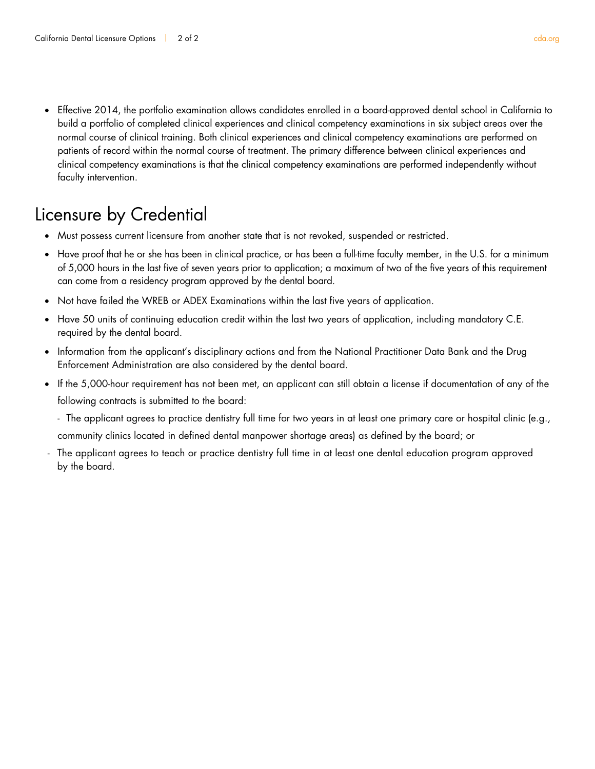- Effective 2014, the portfolio examination allows candidates enrolled in a board-approved dental school in California to build a portfolio of completed clinical experiences and clinical competency examinations in six subject areas over the normal course of clinical training. Both clinical experiences and clinical competency examinations are performed on patients of record within the normal course of treatment. The primary difference between clinical experiences and clinical competency examinations is that the clinical competency examinations are performed independently without faculty intervention.

# Licensure by Credential

- Must possess current licensure from another state that is not revoked, suspended or restricted.
- Have proof that he or she has been in clinical practice, or has been a full-time faculty member, in the U.S. for a minimum of 5,000 hours in the last five of seven years prior to application; a maximum of two of the five years of this requirement can come from a residency program approved by the dental board.
- Not have failed the WREB or ADEX Examinations within the last five years of application.
- Have 50 units of continuing education credit within the last two years of application, including mandatory C.E. required by the dental board.
- Information from the applicant's disciplinary actions and from the National Practitioner Data Bank and the Drug Enforcement Administration are also considered by the dental board.
- If the 5,000-hour requirement has not been met, an applicant can still obtain a license if documentation of any of the following contracts is submitted to the board:
  - The applicant agrees to practice dentistry full time for two years in at least one primary care or hospital clinic (e.g., community clinics located in defined dental manpower shortage areas) as defined by the board; or
  - The applicant agrees to teach or practice dentistry full time in at least one dental education program approved by the board.